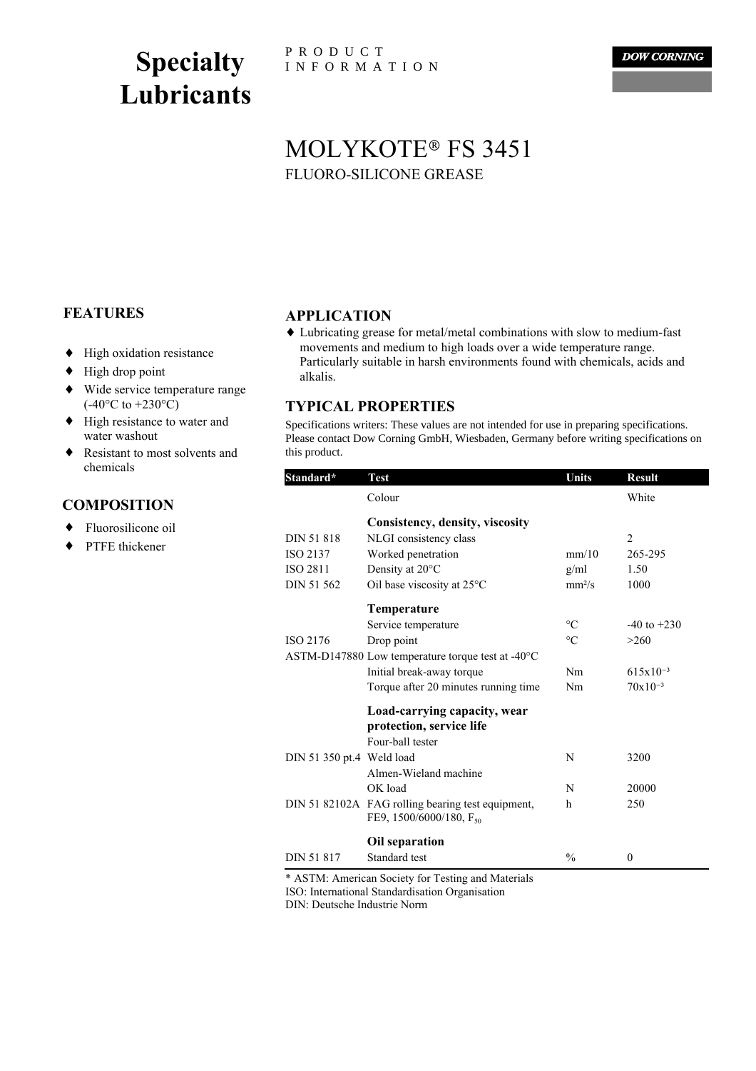# Specialty Lubricants

PRODUCT INFORMATION

DOW CORNING

## MOLYKOTE® FS 3451

FLUORO-SILICONE GREASE

## FEATURES

- High oxidation resistance
- High drop point
- Wide service temperature range (-40°C to +230°C)
- High resistance to water and water washout
- Resistant to most solvents and chemicals

## COMPOSITION

- Fluorosilicone oil
- PTFE thickener

## APPLICATION

- Lubricating grease for metal/metal combinations with slow to medium-fast movements and medium to high loads over a wide temperature range. Particularly suitable in harsh environments found with chemicals, acids and alkalis.

## TYPICAL PROPERTIES

Specifications writers: These values are not intended for use in preparing specifications. Please contact Dow Corning GmbH, Wiesbaden, Germany before writing specifications on this product.

| Standard* | Test | Units | Result |
|---|---|---|---|
| | Colour | | White |
| | **Consistency, density, viscosity** | | |
| DIN 51 818 | NLGI consistency class | | 2 |
| ISO 2137 | Worked penetration | mm/10 | 265-295 |
| ISO 2811 | Density at 20°C | g/ml | 1.50 |
| DIN 51 562 | Oil base viscosity at 25°C | $mm^2/s$ | 1000 |
| | **Temperature** | | |
| | Service temperature | °C | -40 to +230 |
| ISO 2176 | Drop point | °C | >260 |
| ASTM-D147880 | Low temperature torque test at -40°C | | |
| | Initial break-away torque | Nm | $615x10^{-3}$ |
| | Torque after 20 minutes running time | Nm | $70x10^{-3}$ |
| | **Load-carrying capacity, wear protection, service life** | | |
| | Four-ball tester | | |
| DIN 51 350 pt.4 | Weld load | N | 3200 |
| | Almen-Wieland machine | | |
| | OK load | N | 20000 |
| DIN 51 82102A | FAG rolling bearing test equipment, FE9, 1500/6000/180, $F_{50}$ | h | 250 |
| | **Oil separation** | | |
| DIN 51 817 | Standard test | % | 0 |

\* ASTM: American Society for Testing and Materials
ISO: International Standardisation Organisation
DIN: Deutsche Industrie Norm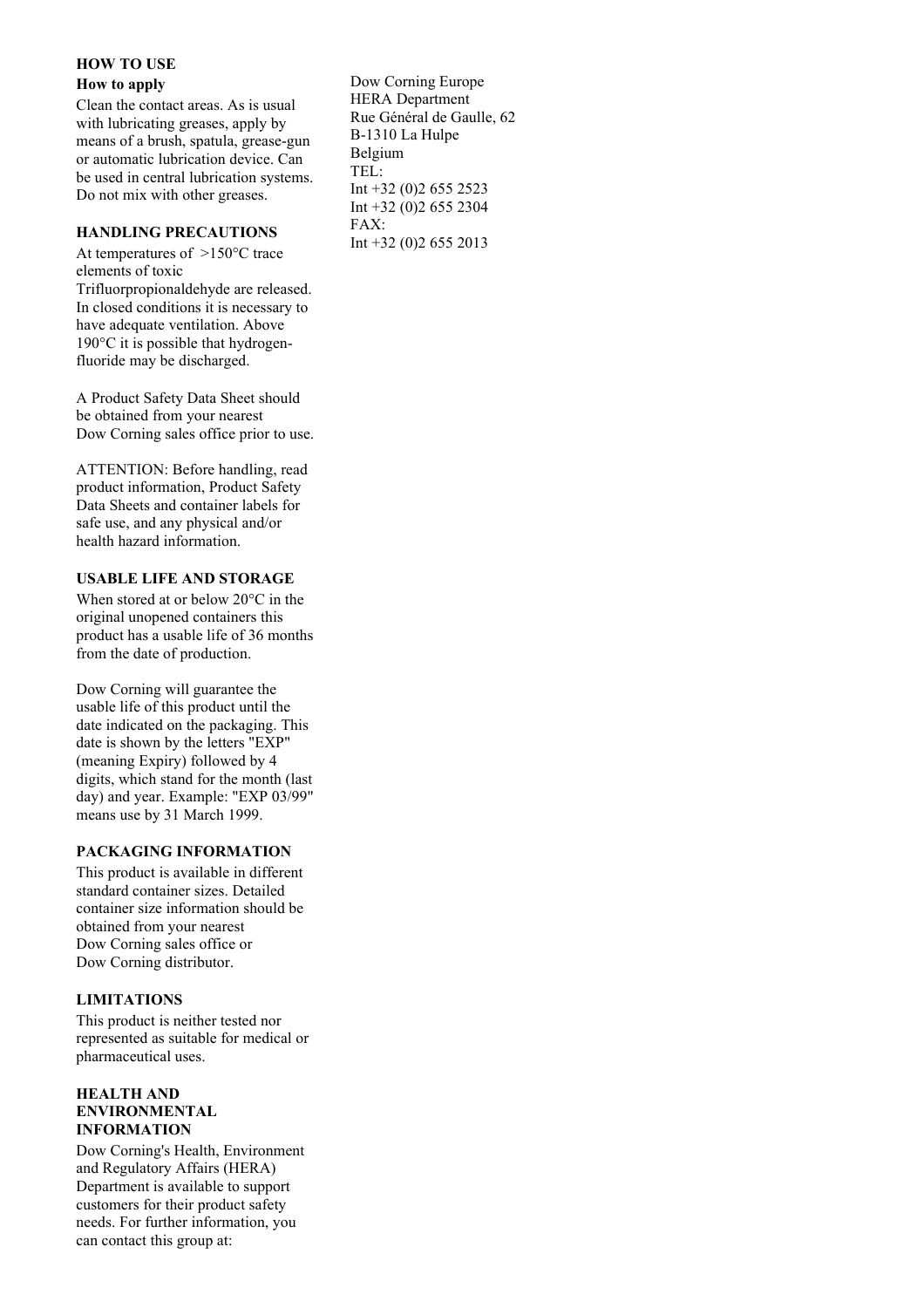## HOW TO USE

### How to apply

Clean the contact areas. As is usual with lubricating greases, apply by means of a brush, spatula, grease-gun or automatic lubrication device. Can be used in central lubrication systems. Do not mix with other greases.

## HANDLING PRECAUTIONS

At temperatures of >150°C trace elements of toxic Trifluorpropionaldehyde are released. In closed conditions it is necessary to have adequate ventilation. Above 190°C it is possible that hydrogen-fluoride may be discharged.

A Product Safety Data Sheet should be obtained from your nearest Dow Corning sales office prior to use.

ATTENTION: Before handling, read product information, Product Safety Data Sheets and container labels for safe use, and any physical and/or health hazard information.

## USABLE LIFE AND STORAGE

When stored at or below 20°C in the original unopened containers this product has a usable life of 36 months from the date of production.

Dow Corning will guarantee the usable life of this product until the date indicated on the packaging. This date is shown by the letters "EXP" (meaning Expiry) followed by 4 digits, which stand for the month (last day) and year. Example: "EXP 03/99" means use by 31 March 1999.

## PACKAGING INFORMATION

This product is available in different standard container sizes. Detailed container size information should be obtained from your nearest Dow Corning sales office or Dow Corning distributor.

## LIMITATIONS

This product is neither tested nor represented as suitable for medical or pharmaceutical uses.

## HEALTH AND ENVIRONMENTAL INFORMATION

Dow Corning's Health, Environment and Regulatory Affairs (HERA) Department is available to support customers for their product safety needs. For further information, you can contact this group at:

Dow Corning Europe
HERA Department
Rue Général de Gaulle, 62
B-1310 La Hulpe
Belgium
TEL:
Int +32 (0)2 655 2523
Int +32 (0)2 655 2304
FAX:
Int +32 (0)2 655 2013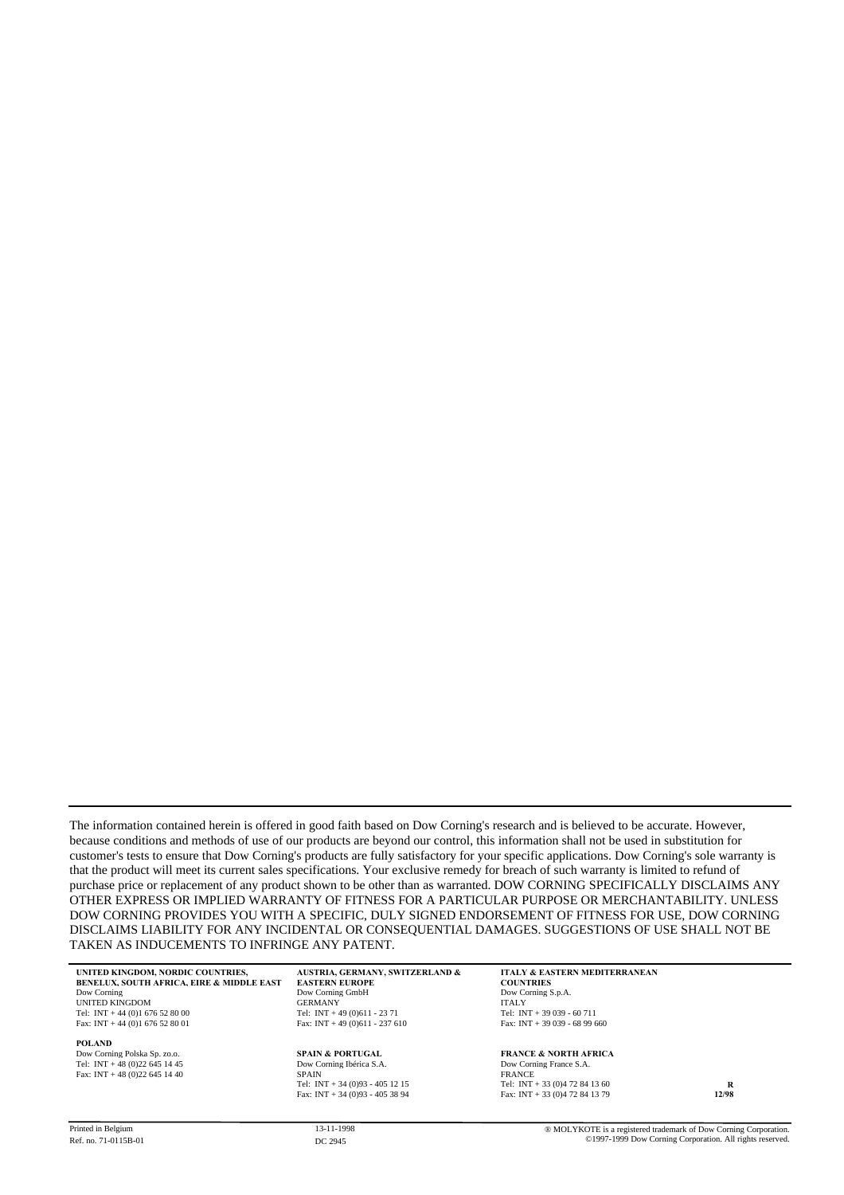The information contained herein is offered in good faith based on Dow Corning's research and is believed to be accurate. However, because conditions and methods of use of our products are beyond our control, this information shall not be used in substitution for customer's tests to ensure that Dow Corning's products are fully satisfactory for your specific applications. Dow Corning's sole warranty is that the product will meet its current sales specifications. Your exclusive remedy for breach of such warranty is limited to refund of purchase price or replacement of any product shown to be other than as warranted. DOW CORNING SPECIFICALLY DISCLAIMS ANY OTHER EXPRESS OR IMPLIED WARRANTY OF FITNESS FOR A PARTICULAR PURPOSE OR MERCHANTABILITY. UNLESS DOW CORNING PROVIDES YOU WITH A SPECIFIC, DULY SIGNED ENDORSEMENT OF FITNESS FOR USE, DOW CORNING DISCLAIMS LIABILITY FOR ANY INCIDENTAL OR CONSEQUENTIAL DAMAGES. SUGGESTIONS OF USE SHALL NOT BE TAKEN AS INDUCEMENTS TO INFRINGE ANY PATENT.

**UNITED KINGDOM, NORDIC COUNTRIES, BENELUX, SOUTH AFRICA, EIRE & MIDDLE EAST**
Dow Corning
UNITED KINGDOM
Tel: INT + 44 (0)1 676 52 80 00
Fax: INT + 44 (0)1 676 52 80 01

**POLAND**
Dow Corning Polska Sp. zo.o.
Tel: INT + 48 (0)22 645 14 45
Fax: INT + 48 (0)22 645 14 40

**AUSTRIA, GERMANY, SWITZERLAND & EASTERN EUROPE**
Dow Corning GmbH
GERMANY
Tel: INT + 49 (0)611 - 23 71
Fax: INT + 49 (0)611 - 237 610

**SPAIN & PORTUGAL**
Dow Corning Ibérica S.A.
SPAIN
Tel: INT + 34 (0)93 - 405 12 15
Fax: INT + 34 (0)93 - 405 38 94

**ITALY & EASTERN MEDITERRANEAN COUNTRIES**
Dow Corning S.p.A.
ITALY
Tel: INT + 39 039 - 60 711
Fax: INT + 39 039 - 68 99 660

**FRANCE & NORTH AFRICA**
Dow Corning France S.A.
FRANCE
Tel: INT + 33 (0)4 72 84 13 60
Fax: INT + 33 (0)4 72 84 13 79

**R**
**12/98**

Printed in Belgium
Ref. no. 71-0115B-01

13-11-1998
DC 2945

® MOLYKOTE is a registered trademark of Dow Corning Corporation.
©1997-1999 Dow Corning Corporation. All rights reserved.